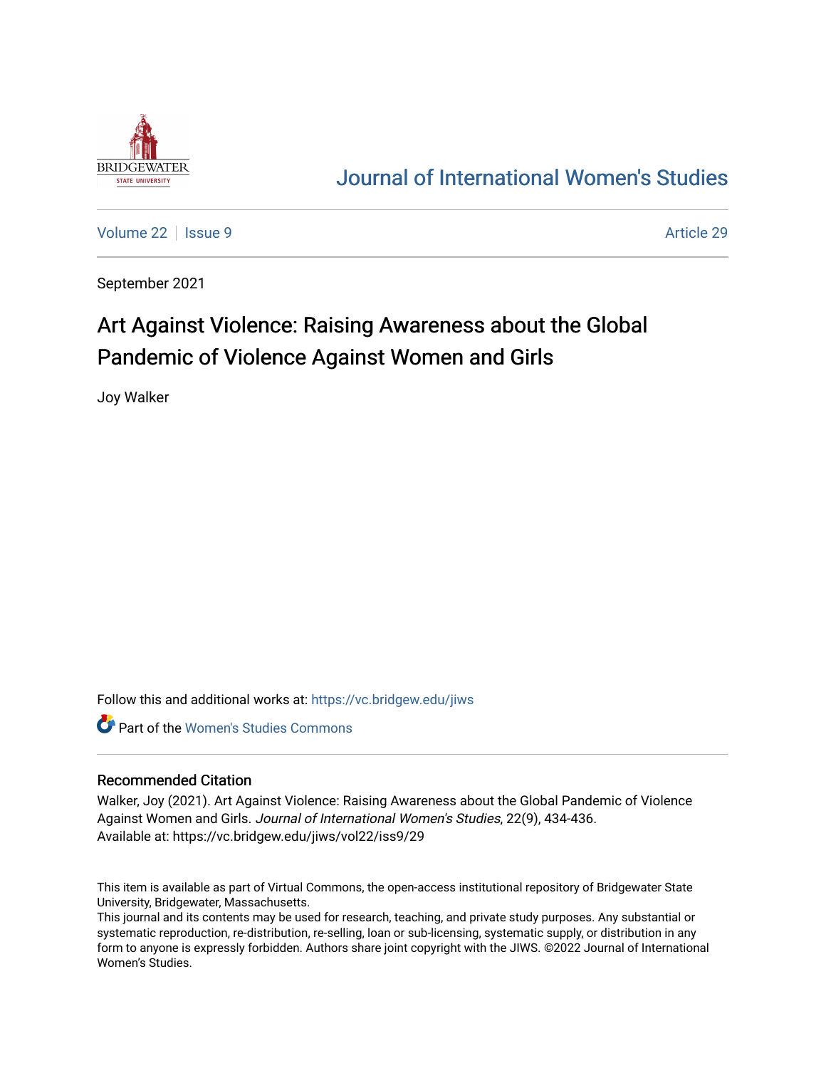# Journal of International Women's Studies

Volume 22 | Issue 9 | Article 29

September 2021

## Art Against Violence: Raising Awareness about the Global Pandemic of Violence Against Women and Girls

Joy Walker

Follow this and additional works at: https://vc.bridgew.edu/jiws

Part of the Women's Studies Commons

### Recommended Citation

Walker, Joy (2021). Art Against Violence: Raising Awareness about the Global Pandemic of Violence Against Women and Girls. *Journal of International Women's Studies*, 22(9), 434-436.
Available at: https://vc.bridgew.edu/jiws/vol22/iss9/29

This item is available as part of Virtual Commons, the open-access institutional repository of Bridgewater State University, Bridgewater, Massachusetts.
This journal and its contents may be used for research, teaching, and private study purposes. Any substantial or systematic reproduction, re-distribution, re-selling, loan or sub-licensing, systematic supply, or distribution in any form to anyone is expressly forbidden. Authors share joint copyright with the JIWS. ©2022 Journal of International Women's Studies.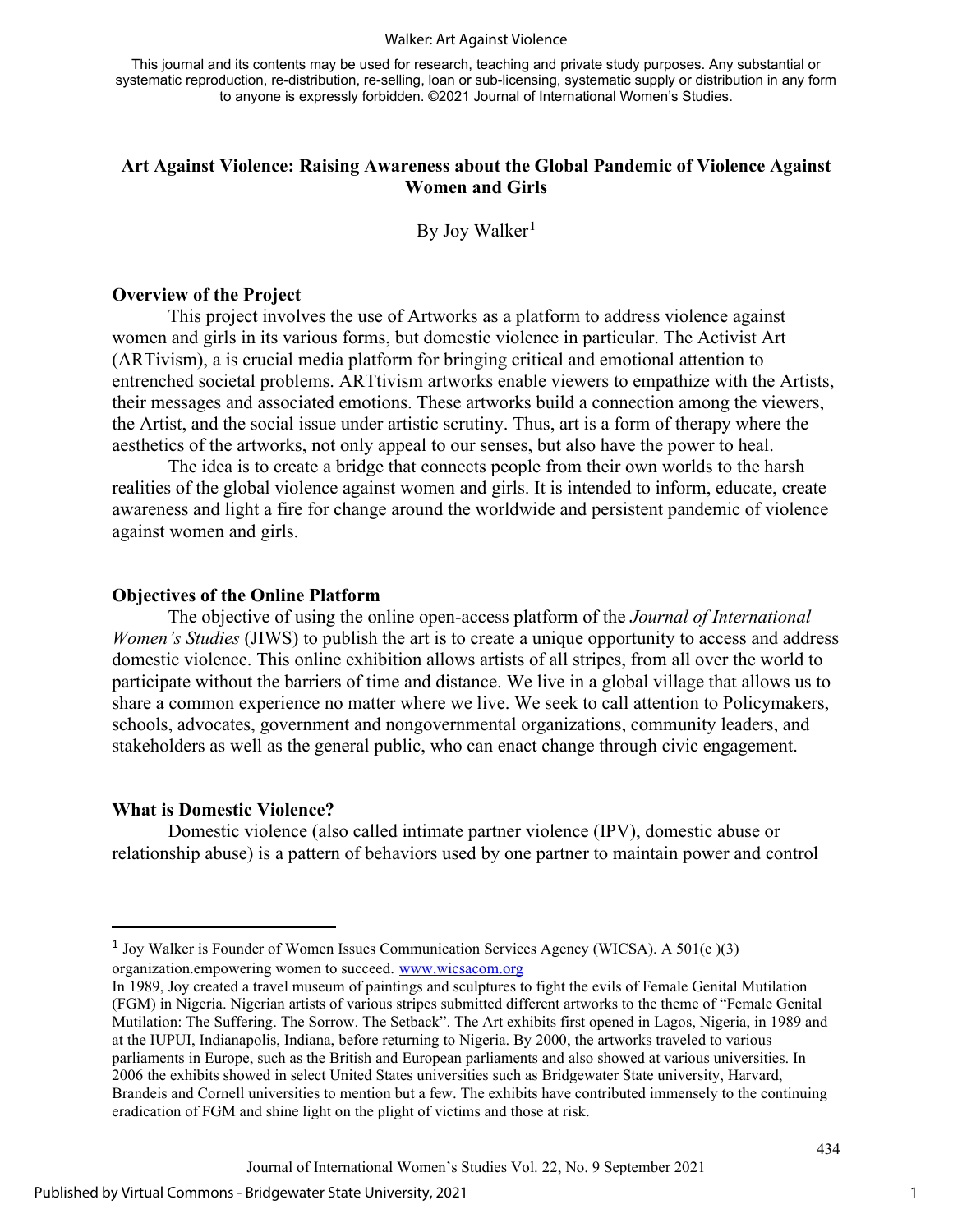This journal and its contents may be used for research, teaching and private study purposes. Any substantial or systematic reproduction, re-distribution, re-selling, loan or sub-licensing, systematic supply or distribution in any form to anyone is expressly forbidden. ©2021 Journal of International Women's Studies.

# Art Against Violence: Raising Awareness about the Global Pandemic of Violence Against Women and Girls

By Joy Walker[1]

## Overview of the Project

This project involves the use of Artworks as a platform to address violence against women and girls in its various forms, but domestic violence in particular. The Activist Art (ARTivism), a is crucial media platform for bringing critical and emotional attention to entrenched societal problems. ARTtivism artworks enable viewers to empathize with the Artists, their messages and associated emotions. These artworks build a connection among the viewers, the Artist, and the social issue under artistic scrutiny. Thus, art is a form of therapy where the aesthetics of the artworks, not only appeal to our senses, but also have the power to heal.

The idea is to create a bridge that connects people from their own worlds to the harsh realities of the global violence against women and girls. It is intended to inform, educate, create awareness and light a fire for change around the worldwide and persistent pandemic of violence against women and girls.

## Objectives of the Online Platform

The objective of using the online open-access platform of the *Journal of International Women's Studies* (JIWS) to publish the art is to create a unique opportunity to access and address domestic violence. This online exhibition allows artists of all stripes, from all over the world to participate without the barriers of time and distance. We live in a global village that allows us to share a common experience no matter where we live. We seek to call attention to Policymakers, schools, advocates, government and nongovernmental organizations, community leaders, and stakeholders as well as the general public, who can enact change through civic engagement.

## What is Domestic Violence?

Domestic violence (also called intimate partner violence (IPV), domestic abuse or relationship abuse) is a pattern of behaviors used by one partner to maintain power and control

---

[1] Joy Walker is Founder of Women Issues Communication Services Agency (WICSA). A 501(c )(3) organization.empowering women to succeed. www.wicsacom.org

In 1989, Joy created a travel museum of paintings and sculptures to fight the evils of Female Genital Mutilation (FGM) in Nigeria. Nigerian artists of various stripes submitted different artworks to the theme of "Female Genital Mutilation: The Suffering. The Sorrow. The Setback". The Art exhibits first opened in Lagos, Nigeria, in 1989 and at the IUPUI, Indianapolis, Indiana, before returning to Nigeria. By 2000, the artworks traveled to various parliaments in Europe, such as the British and European parliaments and also showed at various universities. In 2006 the exhibits showed in select United States universities such as Bridgewater State university, Harvard, Brandeis and Cornell universities to mention but a few. The exhibits have contributed immensely to the continuing eradication of FGM and shine light on the plight of victims and those at risk.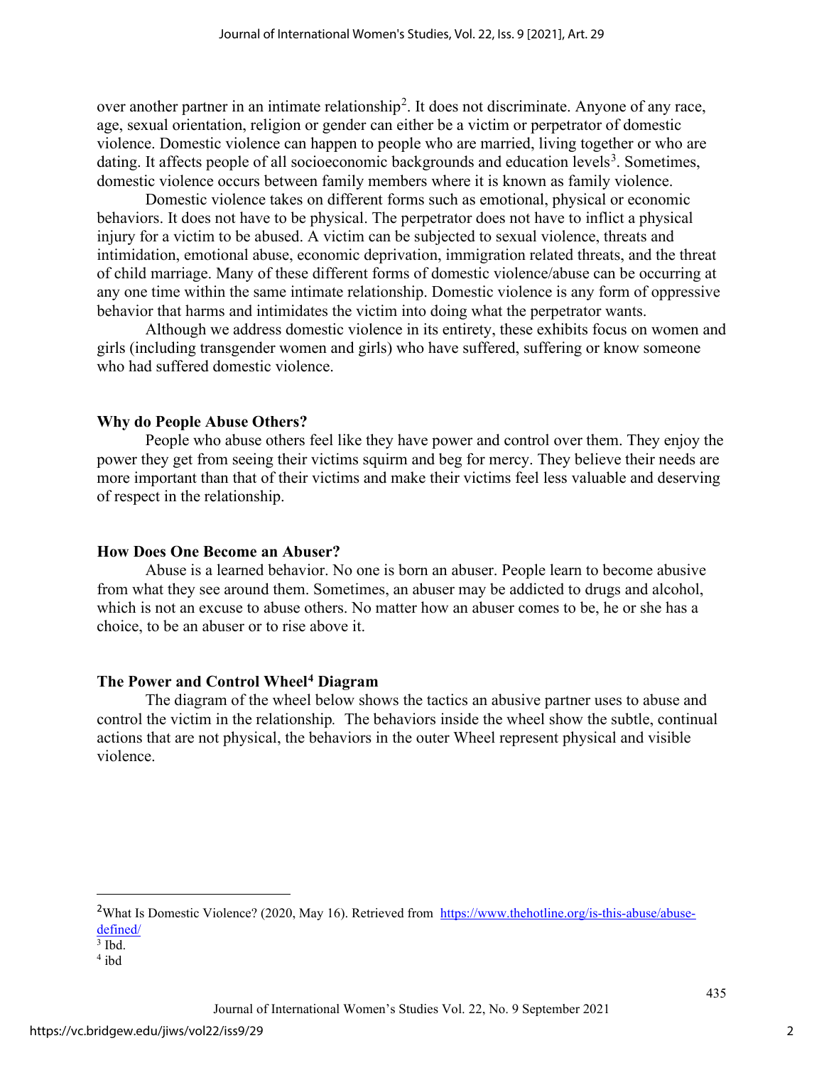over another partner in an intimate relationship[2]. It does not discriminate. Anyone of any race, age, sexual orientation, religion or gender can either be a victim or perpetrator of domestic violence. Domestic violence can happen to people who are married, living together or who are dating. It affects people of all socioeconomic backgrounds and education levels[3]. Sometimes, domestic violence occurs between family members where it is known as family violence.

Domestic violence takes on different forms such as emotional, physical or economic behaviors. It does not have to be physical. The perpetrator does not have to inflict a physical injury for a victim to be abused. A victim can be subjected to sexual violence, threats and intimidation, emotional abuse, economic deprivation, immigration related threats, and the threat of child marriage. Many of these different forms of domestic violence/abuse can be occurring at any one time within the same intimate relationship. Domestic violence is any form of oppressive behavior that harms and intimidates the victim into doing what the perpetrator wants.

Although we address domestic violence in its entirety, these exhibits focus on women and girls (including transgender women and girls) who have suffered, suffering or know someone who had suffered domestic violence.

### Why do People Abuse Others?

People who abuse others feel like they have power and control over them. They enjoy the power they get from seeing their victims squirm and beg for mercy. They believe their needs are more important than that of their victims and make their victims feel less valuable and deserving of respect in the relationship.

### How Does One Become an Abuser?

Abuse is a learned behavior. No one is born an abuser. People learn to become abusive from what they see around them. Sometimes, an abuser may be addicted to drugs and alcohol, which is not an excuse to abuse others. No matter how an abuser comes to be, he or she has a choice, to be an abuser or to rise above it.

### The Power and Control Wheel[4] Diagram

The diagram of the wheel below shows the tactics an abusive partner uses to abuse and control the victim in the relationship. The behaviors inside the wheel show the subtle, continual actions that are not physical, the behaviors in the outer Wheel represent physical and visible violence.

---

[2] What Is Domestic Violence? (2020, May 16). Retrieved from https://www.thehotline.org/is-this-abuse/abuse-defined/

[3] Ibd.

[4] ibd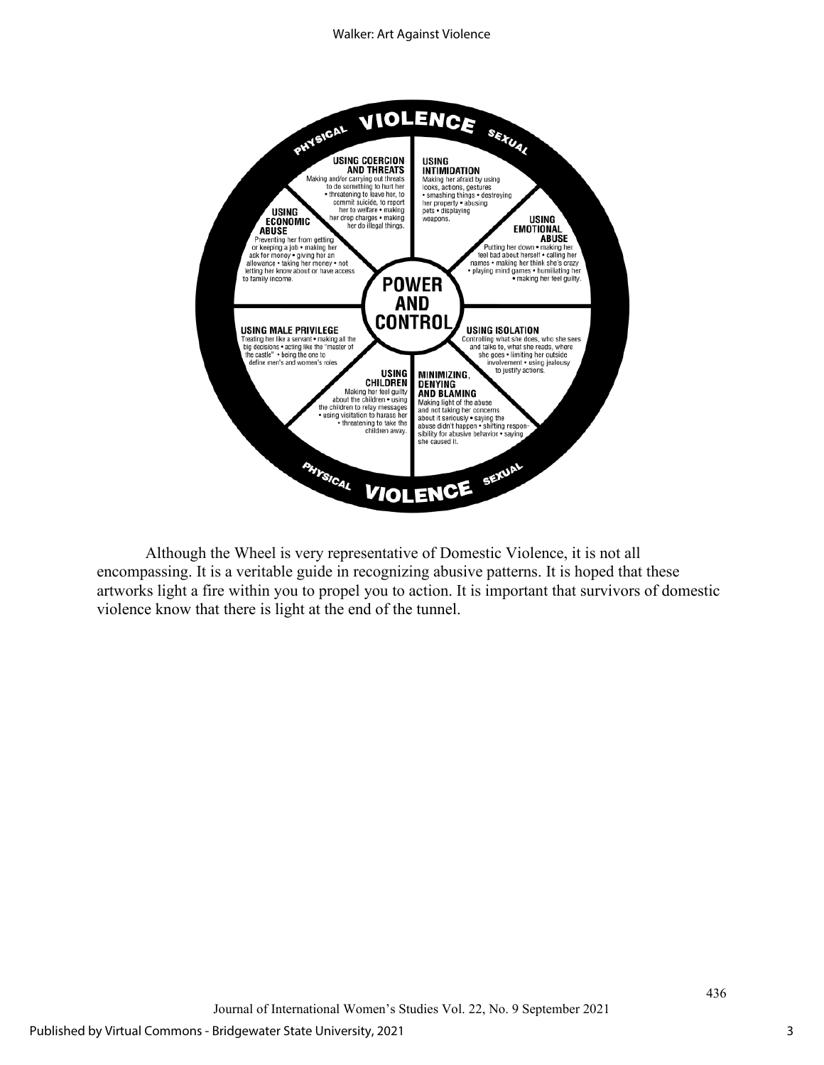PHYSICAL VIOLENCE SEXUAL

USING COERCION AND THREATS
Making and/or carrying out threats to do something to hurt her • threatening to leave her, to commit suicide, to report her to welfare • making her drop charges • making her do illegal things.

USING INTIMIDATION
Making her afraid by using looks, actions, gestures • smashing things • destroying her property • abusing pets • displaying weapons.

USING EMOTIONAL ABUSE
Putting her down • making her feel bad about herself • calling her names • making her think she's crazy • playing mind games • humiliating her • making her feel guilty.

USING ISOLATION
Controlling what she does, who she sees and talks to, what she reads, where she goes • limiting her outside involvement • using jealousy to justify actions.

MINIMIZING, DENYING AND BLAMING
Making light of the abuse and not taking her concerns about it seriously • saying the abuse didn't happen • shifting responsibility for abusive behavior • saying she caused it.

USING CHILDREN
Making her feel guilty about the children • using the children to relay messages • using visitation to harass her • threatening to take the children away.

USING MALE PRIVILEGE
Treating her like a servant • making all the big decisions • acting like the "master of the castle" • being the one to define men's and women's roles

USING ECONOMIC ABUSE
Preventing her from getting or keeping a job • making her ask for money • giving her an allowance • taking her money • not letting her know about or have access to family income.

POWER AND CONTROL

PHYSICAL VIOLENCE SEXUAL

Although the Wheel is very representative of Domestic Violence, it is not all encompassing. It is a veritable guide in recognizing abusive patterns. It is hoped that these artworks light a fire within you to propel you to action. It is important that survivors of domestic violence know that there is light at the end of the tunnel.